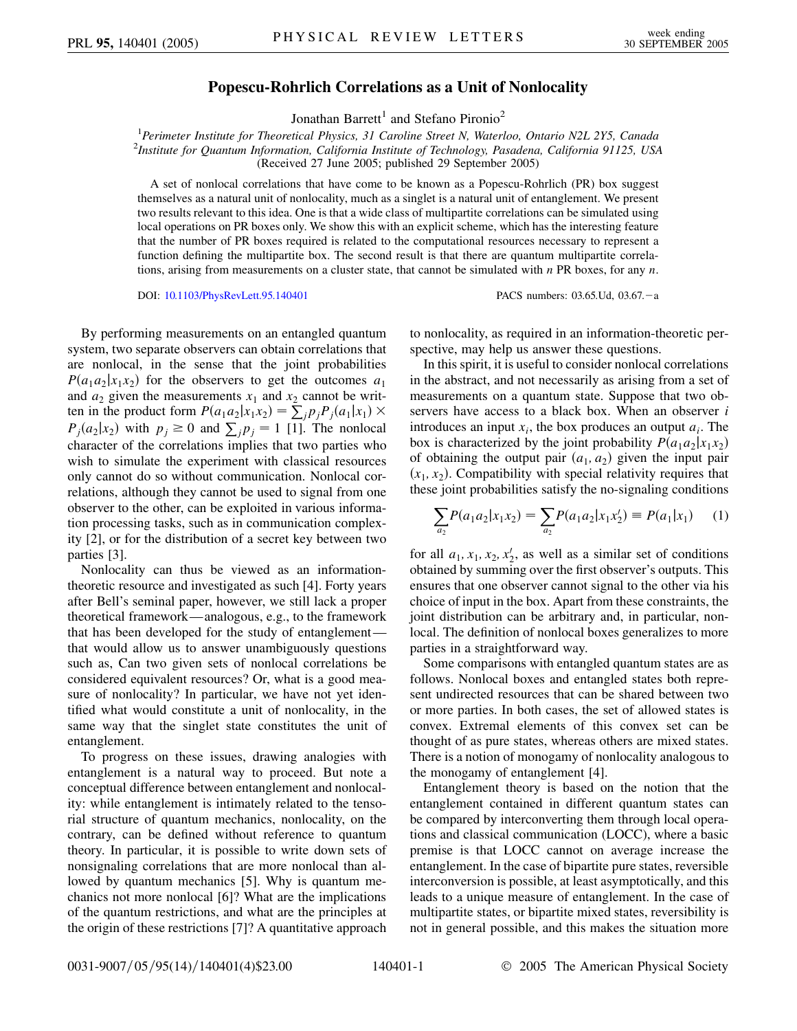# Popescu-Rohrlich Correlations as a Unit of Nonlocality

Jonathan Barrett[1] and Stefano Pironio[2]

[1]*Perimeter Institute for Theoretical Physics, 31 Caroline Street N, Waterloo, Ontario N2L 2Y5, Canada*
[2]*Institute for Quantum Information, California Institute of Technology, Pasadena, California 91125, USA*
(Received 27 June 2005; published 29 September 2005)

A set of nonlocal correlations that have come to be known as a Popescu-Rohrlich (PR) box suggest themselves as a natural unit of nonlocality, much as a singlet is a natural unit of entanglement. We present two results relevant to this idea. One is that a wide class of multipartite correlations can be simulated using local operations on PR boxes only. We show this with an explicit scheme, which has the interesting feature that the number of PR boxes required is related to the computational resources necessary to represent a function defining the multipartite box. The second result is that there are quantum multipartite correlations, arising from measurements on a cluster state, that cannot be simulated with $n$ PR boxes, for any $n$.

DOI: 10.1103/PhysRevLett.95.140401 PACS numbers: 03.65.Ud, 03.67.−a

By performing measurements on an entangled quantum system, two separate observers can obtain correlations that are nonlocal, in the sense that the joint probabilities $P(a_1 a_2|x_1 x_2)$ for the observers to get the outcomes $a_1$ and $a_2$ given the measurements $x_1$ and $x_2$ cannot be written in the product form $P(a_1 a_2|x_1 x_2) = \sum_j p_j P_j(a_1|x_1) \times P_j(a_2|x_2)$ with $p_j \geq 0$ and $\sum_j p_j = 1$ [1]. The nonlocal character of the correlations implies that two parties who wish to simulate the experiment with classical resources only cannot do so without communication. Nonlocal correlations, although they cannot be used to signal from one observer to the other, can be exploited in various information processing tasks, such as in communication complexity [2], or for the distribution of a secret key between two parties [3].

Nonlocality can thus be viewed as an information-theoretic resource and investigated as such [4]. Forty years after Bell's seminal paper, however, we still lack a proper theoretical framework—analogous, e.g., to the framework that has been developed for the study of entanglement—that would allow us to answer unambiguously questions such as, Can two given sets of nonlocal correlations be considered equivalent resources? Or, what is a good measure of nonlocality? In particular, we have not yet identified what would constitute a unit of nonlocality, in the same way that the singlet state constitutes the unit of entanglement.

To progress on these issues, drawing analogies with entanglement is a natural way to proceed. But note a conceptual difference between entanglement and nonlocality: while entanglement is intimately related to the tensorial structure of quantum mechanics, nonlocality, on the contrary, can be defined without reference to quantum theory. In particular, it is possible to write down sets of nonsignaling correlations that are more nonlocal than allowed by quantum mechanics [5]. Why is quantum mechanics not more nonlocal [6]? What are the implications of the quantum restrictions, and what are the principles at the origin of these restrictions [7]? A quantitative approach to nonlocality, as required in an information-theoretic perspective, may help us answer these questions.

In this spirit, it is useful to consider nonlocal correlations in the abstract, and not necessarily as arising from a set of measurements on a quantum state. Suppose that two observers have access to a black box. When an observer $i$ introduces an input $x_i$, the box produces an output $a_i$. The box is characterized by the joint probability $P(a_1 a_2|x_1 x_2)$ of obtaining the output pair $(a_1, a_2)$ given the input pair $(x_1, x_2)$. Compatibility with special relativity requires that these joint probabilities satisfy the no-signaling conditions

$$\sum_{a_2} P(a_1 a_2|x_1 x_2) = \sum_{a_2} P(a_1 a_2|x_1 x_2') \equiv P(a_1|x_1) \quad (1)$$

for all $a_1, x_1, x_2, x_2'$, as well as a similar set of conditions obtained by summing over the first observer's outputs. This ensures that one observer cannot signal to the other via his choice of input in the box. Apart from these constraints, the joint distribution can be arbitrary and, in particular, nonlocal. The definition of nonlocal boxes generalizes to more parties in a straightforward way.

Some comparisons with entangled quantum states are as follows. Nonlocal boxes and entangled states both represent undirected resources that can be shared between two or more parties. In both cases, the set of allowed states is convex. Extremal elements of this convex set can be thought of as pure states, whereas others are mixed states. There is a notion of monogamy of nonlocality analogous to the monogamy of entanglement [4].

Entanglement theory is based on the notion that the entanglement contained in different quantum states can be compared by interconverting them through local operations and classical communication (LOCC), where a basic premise is that LOCC cannot on average increase the entanglement. In the case of bipartite pure states, reversible interconversion is possible, at least asymptotically, and this leads to a unique measure of entanglement. In the case of multipartite states, or bipartite mixed states, reversibility is not in general possible, and this makes the situation more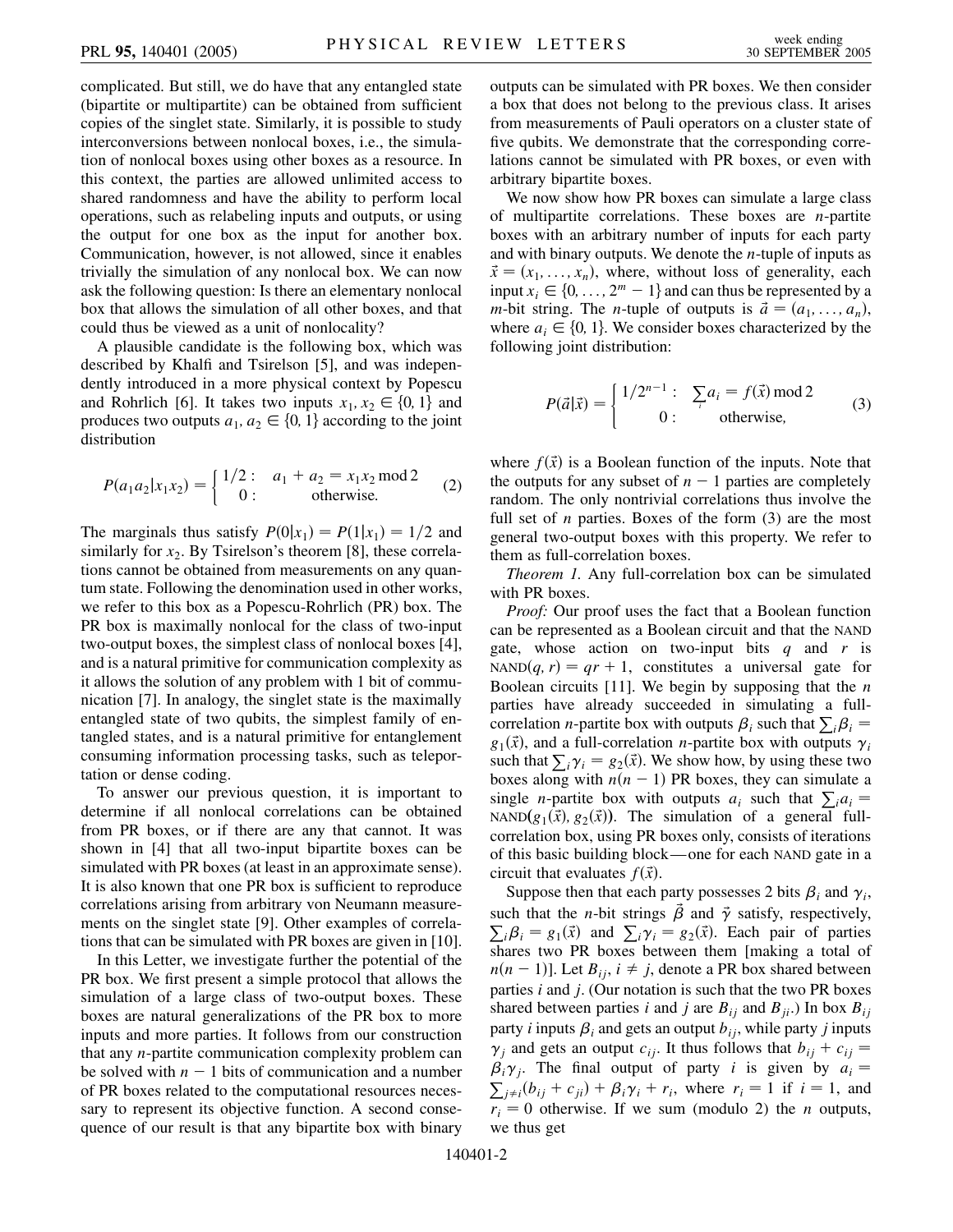complicated. But still, we do have that any entangled state (bipartite or multipartite) can be obtained from sufficient copies of the singlet state. Similarly, it is possible to study interconversions between nonlocal boxes, i.e., the simulation of nonlocal boxes using other boxes as a resource. In this context, the parties are allowed unlimited access to shared randomness and have the ability to perform local operations, such as relabeling inputs and outputs, or using the output for one box as the input for another box. Communication, however, is not allowed, since it enables trivially the simulation of any nonlocal box. We can now ask the following question: Is there an elementary nonlocal box that allows the simulation of all other boxes, and that could thus be viewed as a unit of nonlocality?

A plausible candidate is the following box, which was described by Khalfi and Tsirelson [5], and was independently introduced in a more physical context by Popescu and Rohrlich [6]. It takes two inputs $x_1, x_2 \in \{0, 1\}$ and produces two outputs $a_1, a_2 \in \{0, 1\}$ according to the joint distribution

$$P(a_1 a_2 | x_1 x_2) = \begin{cases} 1/2 : & a_1 + a_2 = x_1 x_2 \bmod 2 \\ 0 : & \text{otherwise.} \end{cases} \quad (2)$$

The marginals thus satisfy $P(0|x_1) = P(1|x_1) = 1/2$ and similarly for $x_2$. By Tsirelson's theorem [8], these correlations cannot be obtained from measurements on any quantum state. Following the denomination used in other works, we refer to this box as a Popescu-Rohrlich (PR) box. The PR box is maximally nonlocal for the class of two-input two-output boxes, the simplest class of nonlocal boxes [4], and is a natural primitive for communication complexity as it allows the solution of any problem with 1 bit of communication [7]. In analogy, the singlet state is the maximally entangled state of two qubits, the simplest family of entangled states, and is a natural primitive for entanglement consuming information processing tasks, such as teleportation or dense coding.

To answer our previous question, it is important to determine if all nonlocal correlations can be obtained from PR boxes, or if there are any that cannot. It was shown in [4] that all two-input bipartite boxes can be simulated with PR boxes (at least in an approximate sense). It is also known that one PR box is sufficient to reproduce correlations arising from arbitrary von Neumann measurements on the singlet state [9]. Other examples of correlations that can be simulated with PR boxes are given in [10].

In this Letter, we investigate further the potential of the PR box. We first present a simple protocol that allows the simulation of a large class of two-output boxes. These boxes are natural generalizations of the PR box to more inputs and more parties. It follows from our construction that any $n$-partite communication complexity problem can be solved with $n - 1$ bits of communication and a number of PR boxes related to the computational resources necessary to represent its objective function. A second consequence of our result is that any bipartite box with binary outputs can be simulated with PR boxes. We then consider a box that does not belong to the previous class. It arises from measurements of Pauli operators on a cluster state of five qubits. We demonstrate that the corresponding correlations cannot be simulated with PR boxes, or even with arbitrary bipartite boxes.

We now show how PR boxes can simulate a large class of multipartite correlations. These boxes are $n$-partite boxes with an arbitrary number of inputs for each party and with binary outputs. We denote the $n$-tuple of inputs as $\vec{x} = (x_1, \ldots, x_n)$, where, without loss of generality, each input $x_i \in \{0, \ldots, 2^m - 1\}$ and can thus be represented by a $m$-bit string. The $n$-tuple of outputs is $\vec{a} = (a_1, \ldots, a_n)$, where $a_i \in \{0, 1\}$. We consider boxes characterized by the following joint distribution:

$$P(\vec{a}|\vec{x}) = \begin{cases} 1/2^{n-1} : & \sum_i a_i = f(\vec{x}) \bmod 2 \\ 0 : & \text{otherwise,} \end{cases} \quad (3)$$

where $f(\vec{x})$ is a Boolean function of the inputs. Note that the outputs for any subset of $n - 1$ parties are completely random. The only nontrivial correlations thus involve the full set of $n$ parties. Boxes of the form (3) are the most general two-output boxes with this property. We refer to them as full-correlation boxes.

*Theorem 1.* Any full-correlation box can be simulated with PR boxes.

*Proof:* Our proof uses the fact that a Boolean function can be represented as a Boolean circuit and that the NAND gate, whose action on two-input bits $q$ and $r$ is $\text{NAND}(q, r) = qr + 1$, constitutes a universal gate for Boolean circuits [11]. We begin by supposing that the $n$ parties have already succeeded in simulating a full-correlation $n$-partite box with outputs $\beta_i$ such that $\sum_i \beta_i = g_1(\vec{x})$, and a full-correlation $n$-partite box with outputs $\gamma_i$ such that $\sum_i \gamma_i = g_2(\vec{x})$. We show how, by using these two boxes along with $n(n - 1)$ PR boxes, they can simulate a single $n$-partite box with outputs $a_i$ such that $\sum_i a_i = \text{NAND}(g_1(\vec{x}), g_2(\vec{x}))$. The simulation of a general full-correlation box, using PR boxes only, consists of iterations of this basic building block—one for each NAND gate in a circuit that evaluates $f(\vec{x})$.

Suppose then that each party possesses 2 bits $\beta_i$ and $\gamma_i$, such that the $n$-bit strings $\vec{\beta}$ and $\vec{\gamma}$ satisfy, respectively, $\sum_i \beta_i = g_1(\vec{x})$ and $\sum_i \gamma_i = g_2(\vec{x})$. Each pair of parties shares two PR boxes between them [making a total of $n(n - 1)$]. Let $B_{ij}$, $i \neq j$, denote a PR box shared between parties $i$ and $j$. (Our notation is such that the two PR boxes shared between parties $i$ and $j$ are $B_{ij}$ and $B_{ji}$.) In box $B_{ij}$ party $i$ inputs $\beta_i$ and gets an output $b_{ij}$, while party $j$ inputs $\gamma_j$ and gets an output $c_{ij}$. It thus follows that $b_{ij} + c_{ij} = \beta_i \gamma_j$. The final output of party $i$ is given by $a_i = \sum_{j \neq i}(b_{ij} + c_{ji}) + \beta_i \gamma_i + r_i$, where $r_i = 1$ if $i = 1$, and $r_i = 0$ otherwise. If we sum (modulo 2) the $n$ outputs, we thus get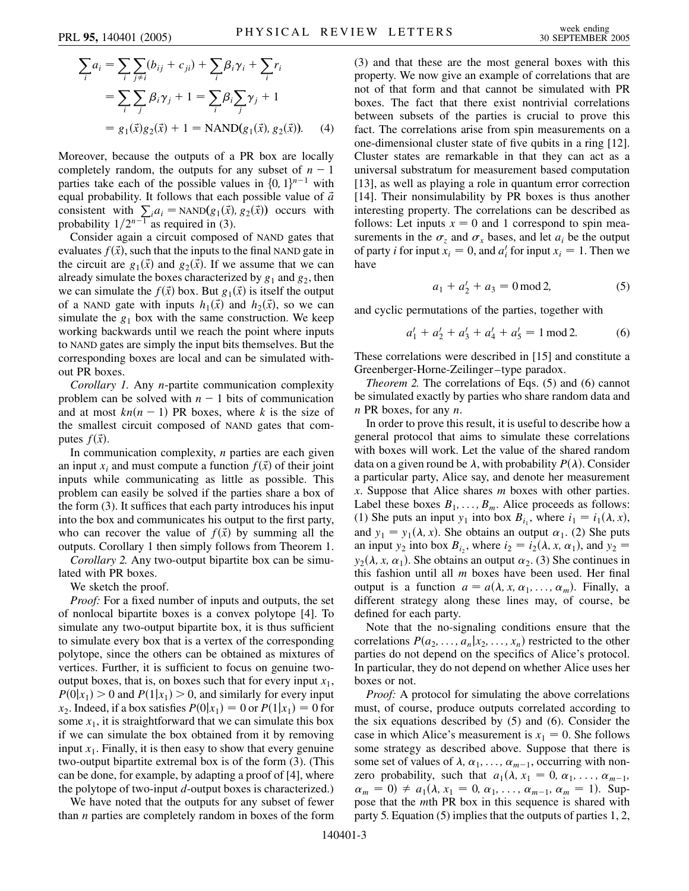$$
\begin{aligned}
\sum_i a_i &= \sum_i \sum_{j \neq i} (b_{ij} + c_{ji}) + \sum_i \beta_i \gamma_i + \sum_i r_i \\
&= \sum_i \sum_j \beta_i \gamma_j + 1 = \sum_i \beta_i \sum_j \gamma_j + 1 \\
&= g_1(\vec{x}) g_2(\vec{x}) + 1 = \text{NAND}(g_1(\vec{x}), g_2(\vec{x})). \qquad (4)
\end{aligned}
$$

Moreover, because the outputs of a PR box are locally completely random, the outputs for any subset of $n-1$ parties take each of the possible values in $\{0,1\}^{n-1}$ with equal probability. It follows that each possible value of $\vec{a}$ consistent with $\sum_i a_i = \text{NAND}(g_1(\vec{x}), g_2(\vec{x}))$ occurs with probability $1/2^{n-1}$ as required in (3).

Consider again a circuit composed of NAND gates that evaluates $f(\vec{x})$, such that the inputs to the final NAND gate in the circuit are $g_1(\vec{x})$ and $g_2(\vec{x})$. If we assume that we can already simulate the boxes characterized by $g_1$ and $g_2$, then we can simulate the $f(\vec{x})$ box. But $g_1(\vec{x})$ is itself the output of a NAND gate with inputs $h_1(\vec{x})$ and $h_2(\vec{x})$, so we can simulate the $g_1$ box with the same construction. We keep working backwards until we reach the point where inputs to NAND gates are simply the input bits themselves. But the corresponding boxes are local and can be simulated without PR boxes.

*Corollary 1.* Any $n$-partite communication complexity problem can be solved with $n-1$ bits of communication and at most $kn(n-1)$ PR boxes, where $k$ is the size of the smallest circuit composed of NAND gates that computes $f(\vec{x})$.

In communication complexity, $n$ parties are each given an input $x_i$ and must compute a function $f(\vec{x})$ of their joint inputs while communicating as little as possible. This problem can easily be solved if the parties share a box of the form (3). It suffices that each party introduces his input into the box and communicates his output to the first party, who can recover the value of $f(\vec{x})$ by summing all the outputs. Corollary 1 then simply follows from Theorem 1.

*Corollary 2.* Any two-output bipartite box can be simulated with PR boxes.

We sketch the proof.

*Proof:* For a fixed number of inputs and outputs, the set of nonlocal bipartite boxes is a convex polytope [4]. To simulate any two-output bipartite box, it is thus sufficient to simulate every box that is a vertex of the corresponding polytope, since the others can be obtained as mixtures of vertices. Further, it is sufficient to focus on genuine two-output boxes, that is, on boxes such that for every input $x_1$, $P(0|x_1) > 0$ and $P(1|x_1) > 0$, and similarly for every input $x_2$. Indeed, if a box satisfies $P(0|x_1) = 0$ or $P(1|x_1) = 0$ for some $x_1$, it is straightforward that we can simulate this box if we can simulate the box obtained from it by removing input $x_1$. Finally, it is then easy to show that every genuine two-output bipartite extremal box is of the form (3). (This can be done, for example, by adapting a proof of [4], where the polytope of two-input $d$-output boxes is characterized.)

We have noted that the outputs for any subset of fewer than $n$ parties are completely random in boxes of the form (3) and that these are the most general boxes with this property. We now give an example of correlations that are not of that form and that cannot be simulated with PR boxes. The fact that there exist nontrivial correlations between subsets of the parties is crucial to prove this fact. The correlations arise from spin measurements on a one-dimensional cluster state of five qubits in a ring [12]. Cluster states are remarkable in that they can act as a universal substratum for measurement based computation [13], as well as playing a role in quantum error correction [14]. Their nonsimulability by PR boxes is thus another interesting property. The correlations can be described as follows: Let inputs $x = 0$ and 1 correspond to spin measurements in the $\sigma_z$ and $\sigma_x$ bases, and let $a_i$ be the output of party $i$ for input $x_i = 0$, and $a_i'$ for input $x_i = 1$. Then we have

$$a_1 + a_2' + a_3 = 0 \bmod 2, \qquad (5)$$

and cyclic permutations of the parties, together with

$$a_1' + a_2' + a_3' + a_4' + a_5' = 1 \bmod 2. \qquad (6)$$

These correlations were described in [15] and constitute a Greenberger-Horne-Zeilinger–type paradox.

*Theorem 2.* The correlations of Eqs. (5) and (6) cannot be simulated exactly by parties who share random data and $n$ PR boxes, for any $n$.

In order to prove this result, it is useful to describe how a general protocol that aims to simulate these correlations with boxes will work. Let the value of the shared random data on a given round be $\lambda$, with probability $P(\lambda)$. Consider a particular party, Alice say, and denote her measurement $x$. Suppose that Alice shares $m$ boxes with other parties. Label these boxes $B_1, \ldots, B_m$. Alice proceeds as follows: (1) She puts an input $y_1$ into box $B_{i_1}$, where $i_1 = i_1(\lambda, x)$, and $y_1 = y_1(\lambda, x)$. She obtains an output $\alpha_1$. (2) She puts an input $y_2$ into box $B_{i_2}$, where $i_2 = i_2(\lambda, x, \alpha_1)$, and $y_2 = y_2(\lambda, x, \alpha_1)$. She obtains an output $\alpha_2$. (3) She continues in this fashion until all $m$ boxes have been used. Her final output is a function $a = a(\lambda, x, \alpha_1, \ldots, \alpha_m)$. Finally, a different strategy along these lines may, of course, be defined for each party.

Note that the no-signaling conditions ensure that the correlations $P(a_2, \ldots, a_n | x_2, \ldots, x_n)$ restricted to the other parties do not depend on the specifics of Alice's protocol. In particular, they do not depend on whether Alice uses her boxes or not.

*Proof:* A protocol for simulating the above correlations must, of course, produce outputs correlated according to the six equations described by (5) and (6). Consider the case in which Alice's measurement is $x_1 = 0$. She follows some strategy as described above. Suppose that there is some set of values of $\lambda, \alpha_1, \ldots, \alpha_{m-1}$, occurring with nonzero probability, such that $a_1(\lambda, x_1 = 0, \alpha_1, \ldots, \alpha_{m-1}, \alpha_m = 0) \neq a_1(\lambda, x_1 = 0, \alpha_1, \ldots, \alpha_{m-1}, \alpha_m = 1)$. Suppose that the $m$th PR box in this sequence is shared with party 5. Equation (5) implies that the outputs of parties 1, 2,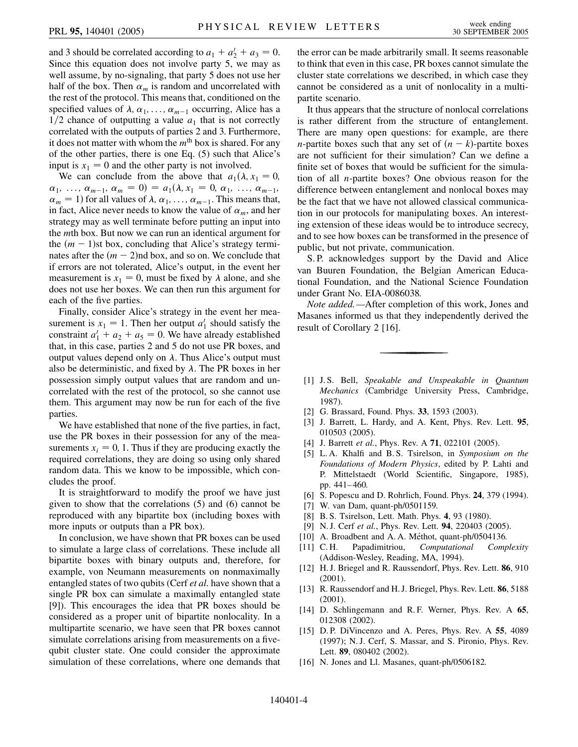and 3 should be correlated according to $a_1 + a_2' + a_3 = 0$. Since this equation does not involve party 5, we may as well assume, by no-signaling, that party 5 does not use her half of the box. Then $\alpha_m$ is random and uncorrelated with the rest of the protocol. This means that, conditioned on the specified values of $\lambda, \alpha_1, \ldots, \alpha_{m-1}$ occurring, Alice has a $1/2$ chance of outputting a value $a_1$ that is not correctly correlated with the outputs of parties 2 and 3. Furthermore, it does not matter with whom the $m^{\text{th}}$ box is shared. For any of the other parties, there is one Eq. (5) such that Alice's input is $x_1 = 0$ and the other party is not involved.

We can conclude from the above that $a_1(\lambda, x_1 = 0, \alpha_1, \ldots, \alpha_{m-1}, \alpha_m = 0) = a_1(\lambda, x_1 = 0, \alpha_1, \ldots, \alpha_{m-1}, \alpha_m = 1)$ for all values of $\lambda, \alpha_1, \ldots, \alpha_{m-1}$. This means that, in fact, Alice never needs to know the value of $\alpha_m$, and her strategy may as well terminate before putting an input into the $m$th box. But now we can run an identical argument for the $(m-1)$st box, concluding that Alice's strategy terminates after the $(m-2)$nd box, and so on. We conclude that if errors are not tolerated, Alice's output, in the event her measurement is $x_1 = 0$, must be fixed by $\lambda$ alone, and she does not use her boxes. We can then run this argument for each of the five parties.

Finally, consider Alice's strategy in the event her measurement is $x_1 = 1$. Then her output $a_1'$ should satisfy the constraint $a_1' + a_2 + a_5 = 0$. We have already established that, in this case, parties 2 and 5 do not use PR boxes, and output values depend only on $\lambda$. Thus Alice's output must also be deterministic, and fixed by $\lambda$. The PR boxes in her possession simply output values that are random and uncorrelated with the rest of the protocol, so she cannot use them. This argument may now be run for each of the five parties.

We have established that none of the five parties, in fact, use the PR boxes in their possession for any of the measurements $x_i = 0, 1$. Thus if they are producing exactly the required correlations, they are doing so using only shared random data. This we know to be impossible, which concludes the proof.

It is straightforward to modify the proof we have just given to show that the correlations (5) and (6) cannot be reproduced with any bipartite box (including boxes with more inputs or outputs than a PR box).

In conclusion, we have shown that PR boxes can be used to simulate a large class of correlations. These include all bipartite boxes with binary outputs and, therefore, for example, von Neumann measurements on nonmaximally entangled states of two qubits (Cerf *et al.* have shown that a single PR box can simulate a maximally entangled state [9]). This encourages the idea that PR boxes should be considered as a proper unit of bipartite nonlocality. In a multipartite scenario, we have seen that PR boxes cannot simulate correlations arising from measurements on a five-qubit cluster state. One could consider the approximate simulation of these correlations, where one demands that the error can be made arbitrarily small. It seems reasonable to think that even in this case, PR boxes cannot simulate the cluster state correlations we described, in which case they cannot be considered as a unit of nonlocality in a multipartite scenario.

It thus appears that the structure of nonlocal correlations is rather different from the structure of entanglement. There are many open questions: for example, are there $n$-partite boxes such that any set of $(n-k)$-partite boxes are not sufficient for their simulation? Can we define a finite set of boxes that would be sufficient for the simulation of all $n$-partite boxes? One obvious reason for the difference between entanglement and nonlocal boxes may be the fact that we have not allowed classical communication in our protocols for manipulating boxes. An interesting extension of these ideas would be to introduce secrecy, and to see how boxes can be transformed in the presence of public, but not private, communication.

S. P. acknowledges support by the David and Alice van Buuren Foundation, the Belgian American Educational Foundation, and the National Science Foundation under Grant No. EIA-0086038.

*Note added.*—After completion of this work, Jones and Masanes informed us that they independently derived the result of Corollary 2 [16].

---

[1] J. S. Bell, *Speakable and Unspeakable in Quantum Mechanics* (Cambridge University Press, Cambridge, 1987).

[2] G. Brassard, Found. Phys. **33**, 1593 (2003).

[3] J. Barrett, L. Hardy, and A. Kent, Phys. Rev. Lett. **95**, 010503 (2005).

[4] J. Barrett *et al.*, Phys. Rev. A **71**, 022101 (2005).

[5] L. A. Khalfi and B. S. Tsirelson, in *Symposium on the Foundations of Modern Physics*, edited by P. Lahti and P. Mittelstaedt (World Scientific, Singapore, 1985), pp. 441–460.

[6] S. Popescu and D. Rohrlich, Found. Phys. **24**, 379 (1994).

[7] W. van Dam, quant-ph/0501159.

[8] B. S. Tsirelson, Lett. Math. Phys. **4**, 93 (1980).

[9] N. J. Cerf *et al.*, Phys. Rev. Lett. **94**, 220403 (2005).

[10] A. Broadbent and A. A. Méthot, quant-ph/0504136.

[11] C. H. Papadimitriou, *Computational Complexity* (Addison-Wesley, Reading, MA, 1994).

[12] H. J. Briegel and R. Raussendorf, Phys. Rev. Lett. **86**, 910 (2001).

[13] R. Raussendorf and H. J. Briegel, Phys. Rev. Lett. **86**, 5188 (2001).

[14] D. Schlingemann and R. F. Werner, Phys. Rev. A **65**, 012308 (2002).

[15] D. P. DiVincenzo and A. Peres, Phys. Rev. A **55**, 4089 (1997); N. J. Cerf, S. Massar, and S. Pironio, Phys. Rev. Lett. **89**, 080402 (2002).

[16] N. Jones and Ll. Masanes, quant-ph/0506182.